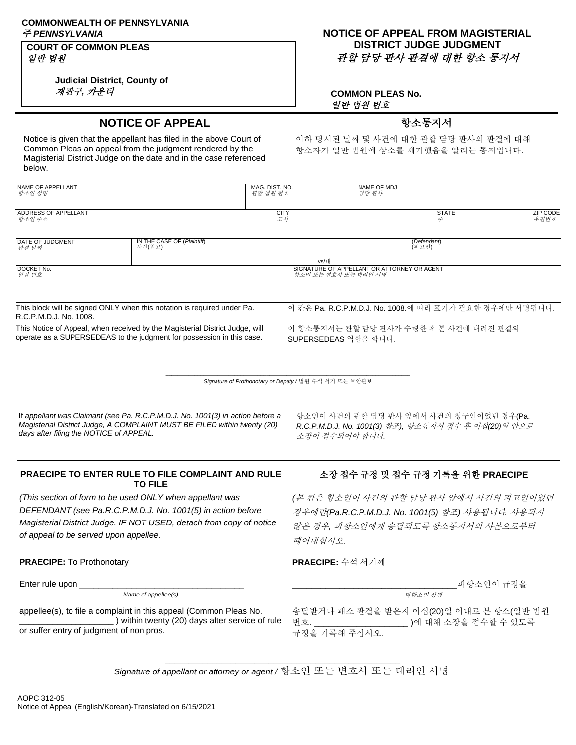**COMMONWEALTH OF PENNSYLVANIA**
*주 PENNSYLVANIA*

**COURT OF COMMON PLEAS**
*일반 법원*

**Judicial District, County of**
*재판구, 카운티*

## NOTICE OF APPEAL FROM MAGISTERIAL DISTRICT JUDGE JUDGMENT
## *관할 담당 판사 판결에 대한 항소 통지서*

**COMMON PLEAS No.**
*일반 법원 번호*

## NOTICE OF APPEAL

## 항소통지서

Notice is given that the appellant has filed in the above Court of Common Pleas an appeal from the judgment rendered by the Magisterial District Judge on the date and in the case referenced below.

이하 명시된 날짜 및 사건에 대한 관할 담당 판사의 판결에 대해 항소자가 일반 법원에 상소를 제기했음을 알리는 통지입니다.

| | | | | |
|---|---|---|---|---|
| NAME OF APPELLANT *항소인 성명* | | MAG. DIST. NO. *관할 법원 번호* | NAME OF MDJ *담당 판사* | |
| ADDRESS OF APPELLANT *항소인 주소* | | CITY *도시* | STATE *주* | ZIP CODE *우편번호* |
| DATE OF JUDGMENT *판결 날짜* | IN THE CASE OF (*Plaintiff*) 사건(원고) | vs/대 | (*Defendant*) (피고인) | |
| DOCKET No. *일람 번호* | | SIGNATURE OF APPELLANT OR ATTORNEY OR AGENT *항소인 또는 변호사 또는 대리인 서명* | | |

This block will be signed ONLY when this notation is required under Pa. R.C.P.M.D.J. No. 1008.

이 칸은 Pa. R.C.P.M.D.J. No. 1008.에 따라 표기가 필요한 경우에만 서명됩니다.

This Notice of Appeal, when received by the Magisterial District Judge, will operate as a SUPERSEDEAS to the judgment for possession in this case.

이 항소통지서는 관할 담당 판사가 수령한 후 본 사건에 내려진 판결의 SUPERSEDEAS 역할을 합니다.

_______________________________________________
*Signature of Prothonotary or Deputy /* 법원 수석 서기 또는 보안관보

If *appellant was Claimant (see Pa. R.C.P.M.D.J. No. 1001(3) in action before a Magisterial District Judge, A COMPLAINT MUST BE FILED within twenty (20) days after filing the NOTICE of APPEAL.*

항소인이 사건의 관할 담당 판사 앞에서 사건의 청구인이었던 경우(Pa. *R.C.P.M.D.J. No. 1001(3) 참조), 항소통지서 접수 후 이십(20)일 안으로 소장이 접수되어야 합니다.*

### PRAECIPE TO ENTER RULE TO FILE COMPLAINT AND RULE TO FILE

### 소장 접수 규정 및 접수 규정 기록을 위한 PRAECIPE

*(This section of form to be used ONLY when appellant was DEFENDANT (see Pa.R.C.P.M.D.J. No. 1001(5) in action before Magisterial District Judge. IF NOT USED, detach from copy of notice of appeal to be served upon appellee.*

*(본 칸은 항소인이 사건의 관할 담당 판사 앞에서 사건의 피고인이었던 경우에만(Pa.R.C.P.M.D.J. No. 1001(5) 참조) 사용됩니다. 사용되지 않은 경우, 피항소인에게 송달되도록 항소통지서의 사본으로부터 떼어내십시오.*

**PRAECIPE:** To Prothonotary

**PRAECIPE:** 수석 서기께

Enter rule upon ___________________________________
*Name of appellee(s)*

appellee(s), to file a complaint in this appeal (Common Pleas No. ___________________ ) within twenty (20) days after service of rule or suffer entry of judgment of non pros.

___________________________________피항소인이 규정을
*피항소인 성명*

송달받거나 패소 판결을 받은지 이십(20)일 이내로 본 항소(일반 법원 번호. ___________________ )에 대해 소장을 접수할 수 있도록 규정을 기록해 주십시오.

_______________________________________________
*Signature of appellant or attorney or agent /* 항소인 또는 변호사 또는 대리인 서명

AOPC 312-05
Notice of Appeal (English/Korean)-Translated on 6/15/2021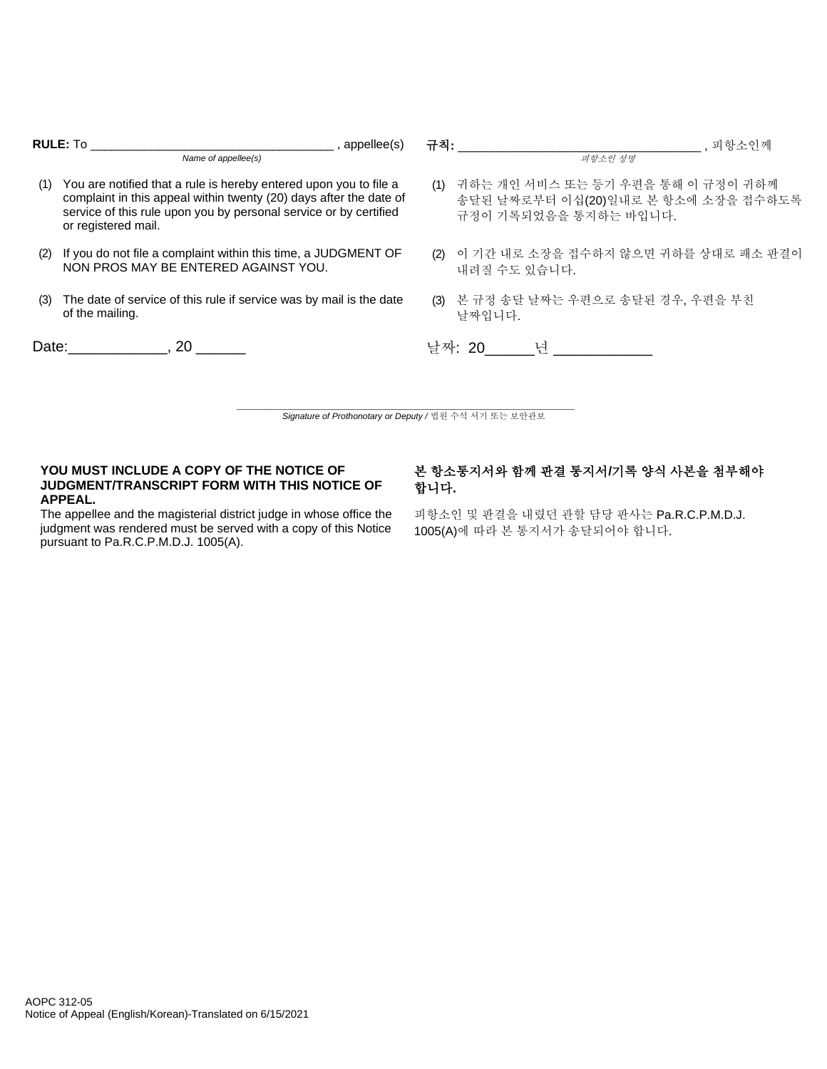**RULE:** To ___________________________________ , appellee(s)

*Name of appellee(s)*

(1) You are notified that a rule is hereby entered upon you to file a complaint in this appeal within twenty (20) days after the date of service of this rule upon you by personal service or by certified or registered mail.

(2) If you do not file a complaint within this time, a JUDGMENT OF NON PROS MAY BE ENTERED AGAINST YOU.

(3) The date of service of this rule if service was by mail is the date of the mailing.

Date:____________, 20 ______

**규칙:** ___________________________________ , 피항소인께

*피항소인 성명*

(1) 귀하는 개인 서비스 또는 등기 우편을 통해 이 규정이 귀하께 송달된 날짜로부터 이십(20)일내로 본 항소에 소장을 접수하도록 규정이 기록되었음을 통지하는 바입니다.

(2) 이 기간 내로 소장을 접수하지 않으면 귀하를 상대로 패소 판결이 내려질 수도 있습니다.

(3) 본 규정 송달 날짜는 우편으로 송달된 경우, 우편을 부친 날짜입니다.

날짜: 20______년 ___________

_______________________________________________

*Signature of Prothonotary or Deputy /* 법원 수석 서기 또는 보안관보

**YOU MUST INCLUDE A COPY OF THE NOTICE OF JUDGMENT/TRANSCRIPT FORM WITH THIS NOTICE OF APPEAL.**

The appellee and the magisterial district judge in whose office the judgment was rendered must be served with a copy of this Notice pursuant to Pa.R.C.P.M.D.J. 1005(A).

**본 항소통지서와 함께 판결 통지서/기록 양식 사본을 첨부해야 합니다.**

피항소인 및 판결을 내렸던 관할 담당 판사는 Pa.R.C.P.M.D.J. 1005(A)에 따라 본 통지서가 송달되어야 합니다.

AOPC 312-05
Notice of Appeal (English/Korean)-Translated on 6/15/2021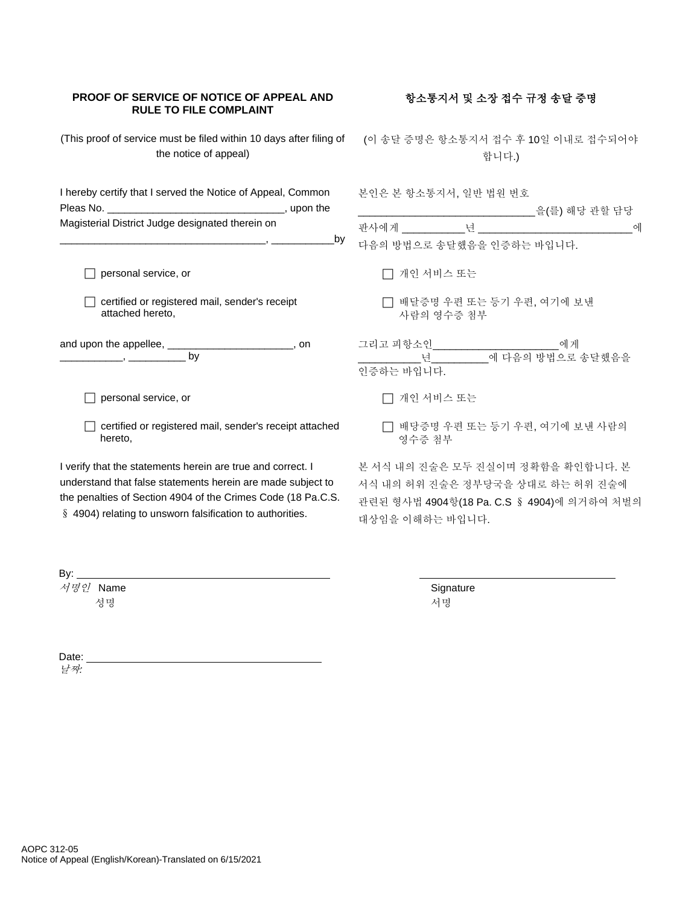**PROOF OF SERVICE OF NOTICE OF APPEAL AND RULE TO FILE COMPLAINT**

**항소통지서 및 소장 접수 규정 송달 증명**

(This proof of service must be filed within 10 days after filing of the notice of appeal)

(이 송달 증명은 항소통지서 접수 후 10일 이내로 접수되어야 합니다.)

I hereby certify that I served the Notice of Appeal, Common Pleas No. ______________________________, upon the Magisterial District Judge designated therein on ___________________________________, ___________by

본인은 본 항소통지서, 일반 법원 번호 ______________________________을(를) 해당 관할 담당 판사에게 ___________년 ___________________________에 다음의 방법으로 송달했음을 인증하는 바입니다.

☐ personal service, or

☐ 개인 서비스 또는

☐ certified or registered mail, sender's receipt attached hereto,

☐ 배달증명 우편 또는 등기 우편, 여기에 보낸 사람의 영수증 첨부

and upon the appellee, ______________________, on ___________, __________ by

그리고 피항소인______________________에게 ___________년__________에 다음의 방법으로 송달했음을 인증하는 바입니다.

☐ personal service, or

☐ 개인 서비스 또는

☐ certified or registered mail, sender's receipt attached hereto,

☐ 배당증명 우편 또는 등기 우편, 여기에 보낸 사람의 영수증 첨부

I verify that the statements herein are true and correct. I understand that false statements herein are made subject to the penalties of Section 4904 of the Crimes Code (18 Pa.C.S. § 4904) relating to unsworn falsification to authorities.

본 서식 내의 진술은 모두 진실이며 정확함을 확인합니다. 본 서식 내의 허위 진술은 정부당국을 상대로 하는 허위 진술에 관련된 형사법 4904항(18 Pa. C.S § 4904)에 의거하여 처벌의 대상임을 이해하는 바입니다.

By: ____________________________________________
*서명인* Name
성명

____________________________________
Signature
서명

Date: __________________________________________
*날짜:*

AOPC 312-05
Notice of Appeal (English/Korean)-Translated on 6/15/2021